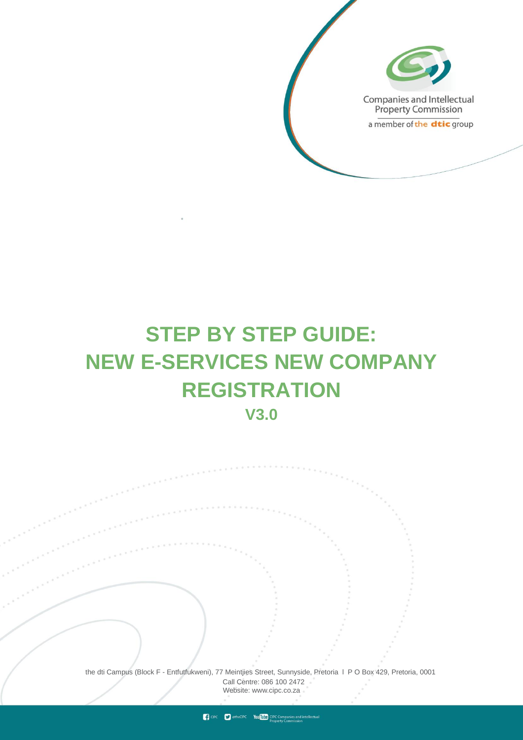Companies and Intellectual Property Commission

a member of the dtic group

# STEP BY STEP GUIDE: NEW E-SERVICES NEW COMPANY REGISTRATION

## V3.0

the dti Campus (Block F - Entfutfukweni), 77 Meintjies Street, Sunnyside, Pretoria l P O Box 429, Pretoria, 0001

Call Centre: 086 100 2472

Website: www.cipc.co.za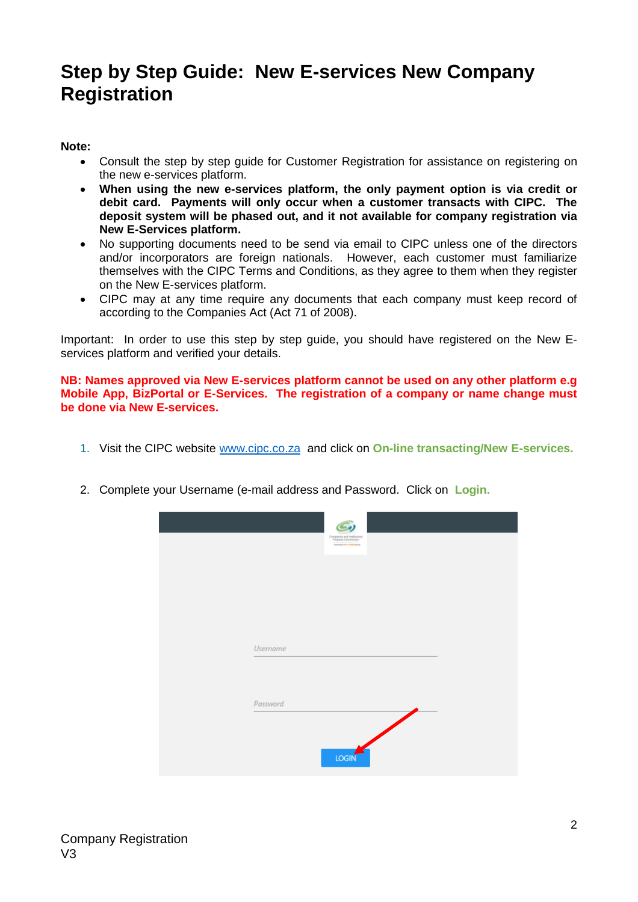# Step by Step Guide: New E-services New Company Registration

**Note:**

- Consult the step by step guide for Customer Registration for assistance on registering on the new e-services platform.
- **When using the new e-services platform, the only payment option is via credit or debit card. Payments will only occur when a customer transacts with CIPC. The deposit system will be phased out, and it not available for company registration via New E-Services platform.**
- No supporting documents need to be send via email to CIPC unless one of the directors and/or incorporators are foreign nationals. However, each customer must familiarize themselves with the CIPC Terms and Conditions, as they agree to them when they register on the New E-services platform.
- CIPC may at any time require any documents that each company must keep record of according to the Companies Act (Act 71 of 2008).

Important: In order to use this step by step guide, you should have registered on the New E-services platform and verified your details.

**NB: Names approved via New E-services platform cannot be used on any other platform e.g Mobile App, BizPortal or E-Services. The registration of a company or name change must be done via New E-services.**

1. Visit the CIPC website www.cipc.co.za and click on **On-line transacting/New E-services.**

2. Complete your Username (e-mail address and Password. Click on **Login.**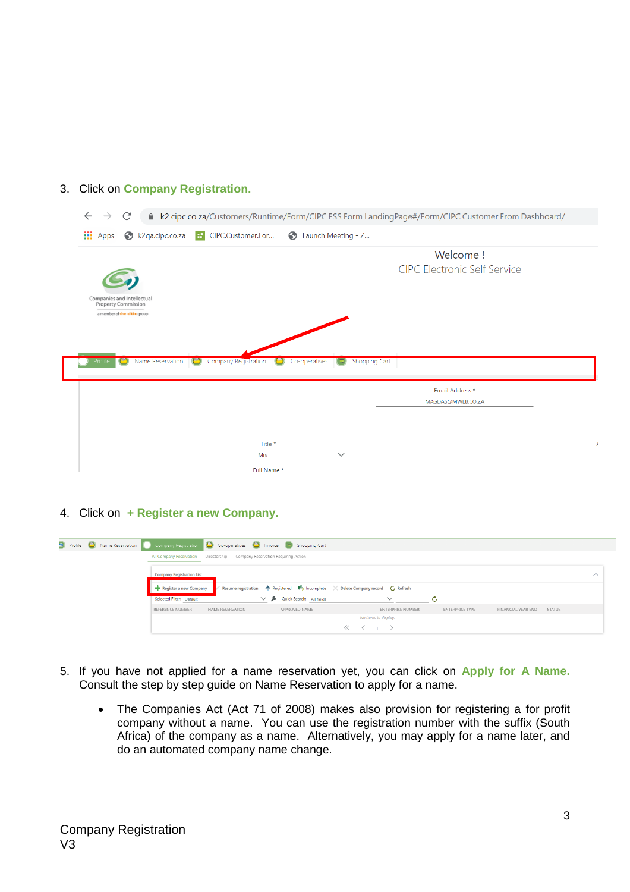3. Click on **Company Registration.**

4. Click on **+ Register a new Company.**

5. If you have not applied for a name reservation yet, you can click on **Apply for A Name.** Consult the step by step guide on Name Reservation to apply for a name.

   - The Companies Act (Act 71 of 2008) makes also provision for registering a for profit company without a name. You can use the registration number with the suffix (South Africa) of the company as a name. Alternatively, you may apply for a name later, and do an automated company name change.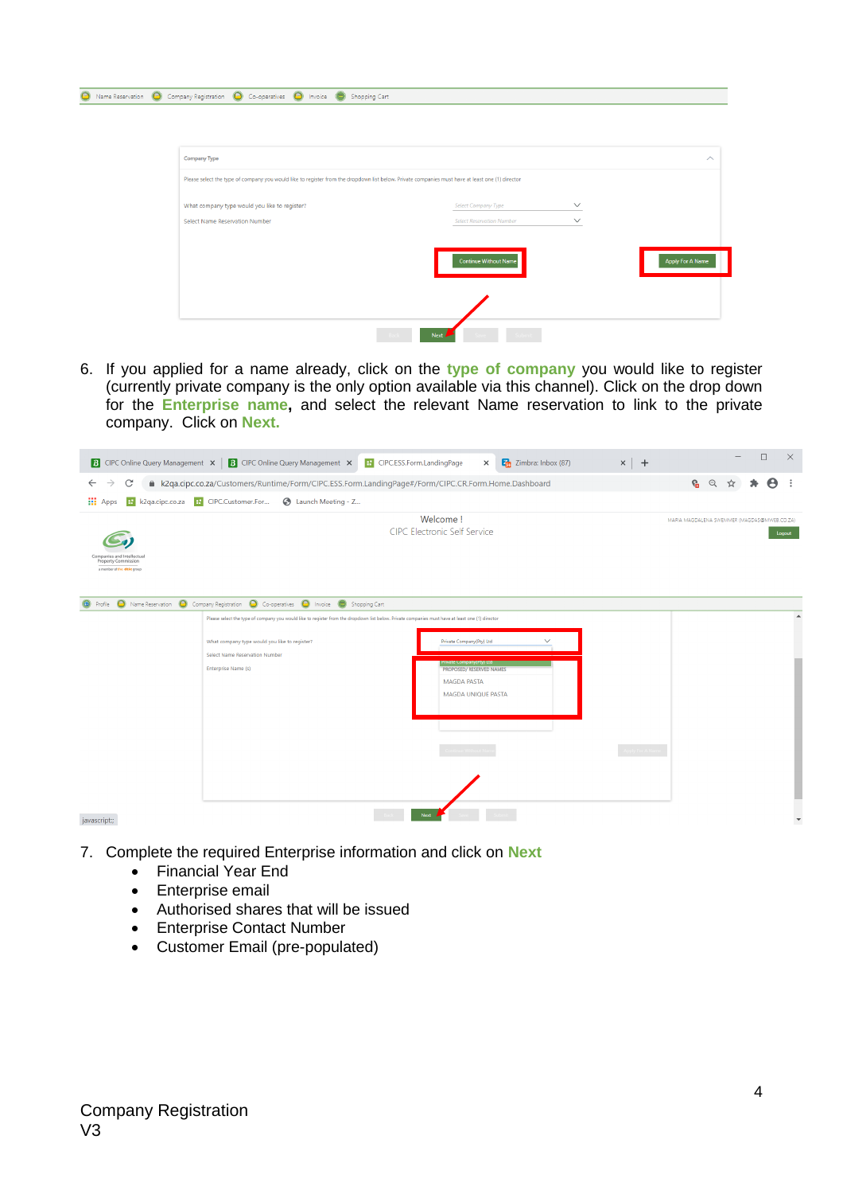6. If you applied for a name already, click on the **type of company** you would like to register (currently private company is the only option available via this channel). Click on the drop down for the **Enterprise name**, and select the relevant Name reservation to link to the private company. Click on **Next.**

7. Complete the required Enterprise information and click on **Next**
   - Financial Year End
   - Enterprise email
   - Authorised shares that will be issued
   - Enterprise Contact Number
   - Customer Email (pre-populated)

Company Registration
V3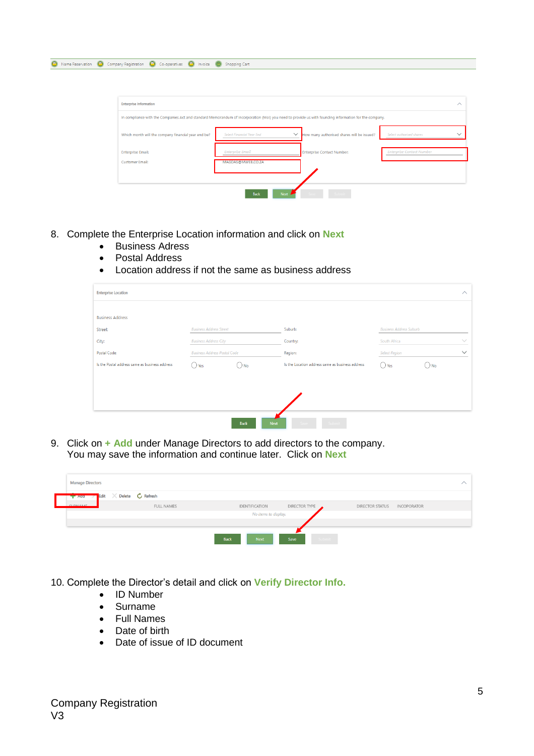8. Complete the Enterprise Location information and click on **Next**
   - Business Adress
   - Postal Address
   - Location address if not the same as business address

9. Click on **+ Add** under Manage Directors to add directors to the company. You may save the information and continue later. Click on **Next**

10. Complete the Director's detail and click on **Verify Director Info.**
    - ID Number
    - Surname
    - Full Names
    - Date of birth
    - Date of issue of ID document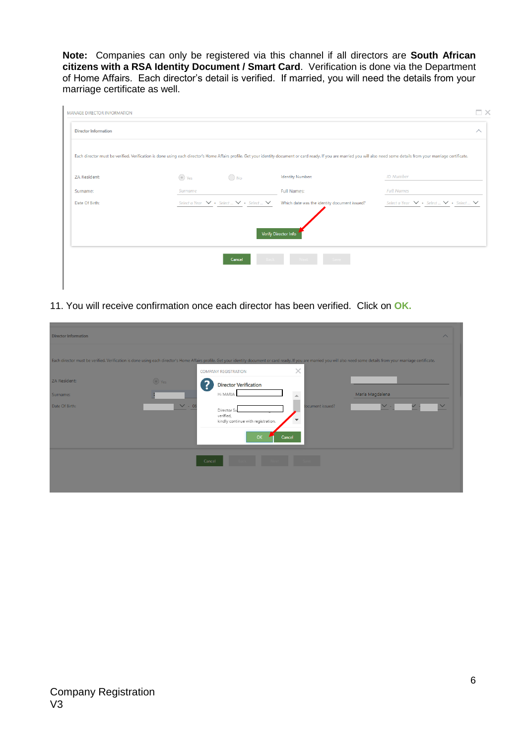**Note:** Companies can only be registered via this channel if all directors are **South African citizens with a RSA Identity Document / Smart Card**. Verification is done via the Department of Home Affairs. Each director's detail is verified. If married, you will need the details from your marriage certificate as well.

11. You will receive confirmation once each director has been verified. Click on **OK.**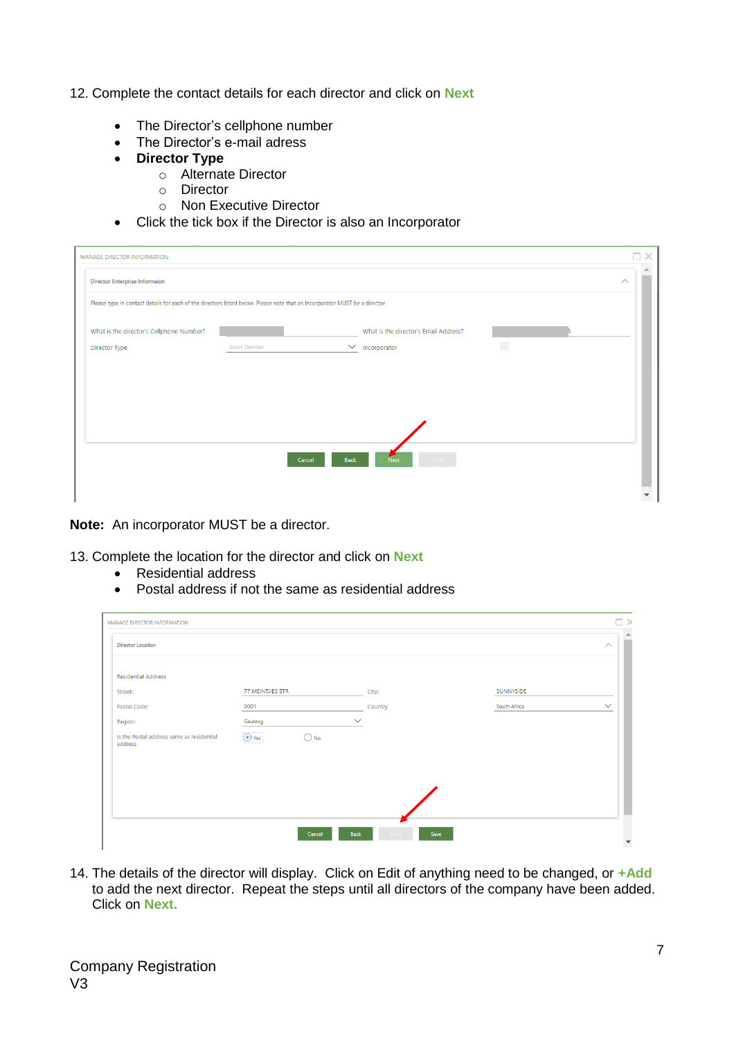12. Complete the contact details for each director and click on **Next**

- The Director's cellphone number
- The Director's e-mail adress
- **Director Type**
  - Alternate Director
  - Director
  - Non Executive Director
- Click the tick box if the Director is also an Incorporator

**Note:** An incorporator MUST be a director.

13. Complete the location for the director and click on **Next**
    - Residential address
    - Postal address if not the same as residential address

14. The details of the director will display. Click on Edit of anything need to be changed, or **+Add** to add the next director. Repeat the steps until all directors of the company have been added. Click on **Next.**

Company Registration
V3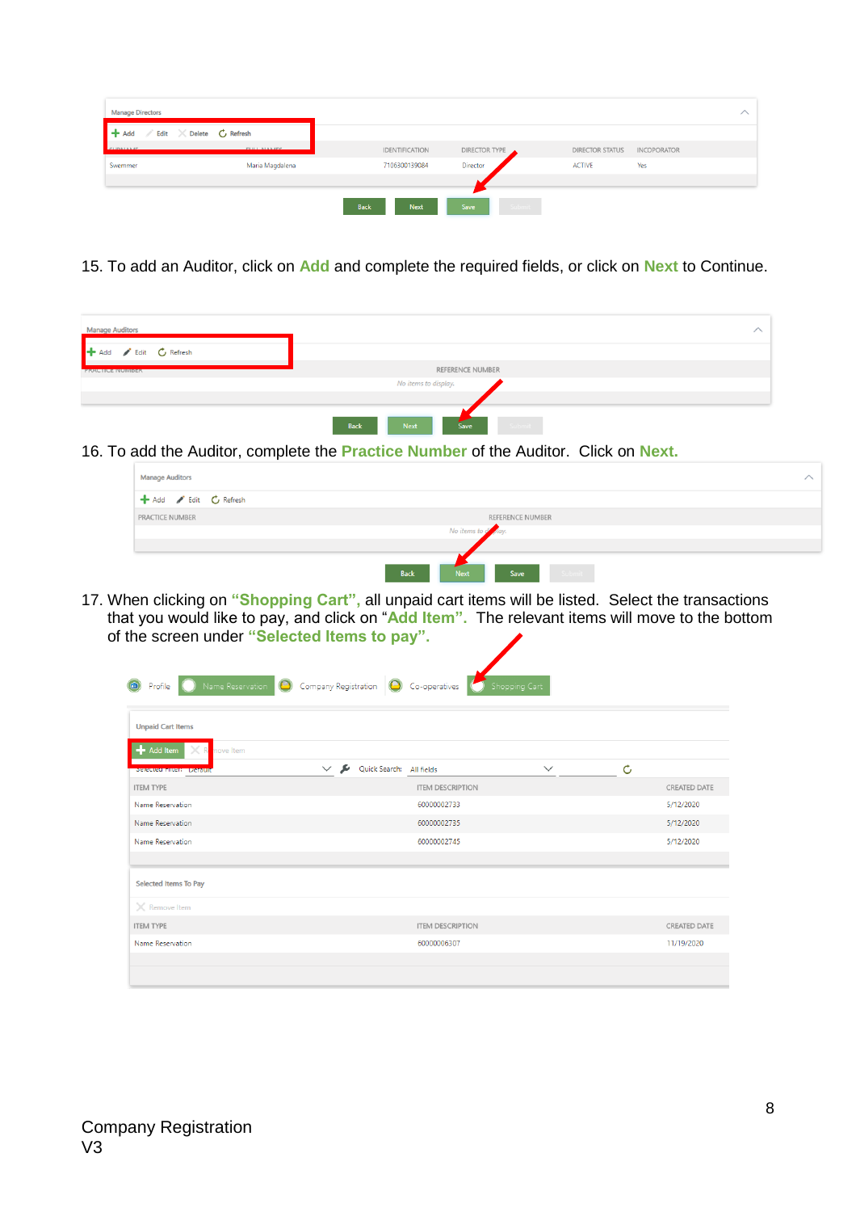15. To add an Auditor, click on **Add** and complete the required fields, or click on **Next** to Continue.

16. To add the Auditor, complete the **Practice Number** of the Auditor. Click on **Next.**

17. When clicking on **"Shopping Cart"**, all unpaid cart items will be listed. Select the transactions that you would like to pay, and click on "**Add Item**". The relevant items will move to the bottom of the screen under **"Selected Items to pay"**.

Company Registration
V3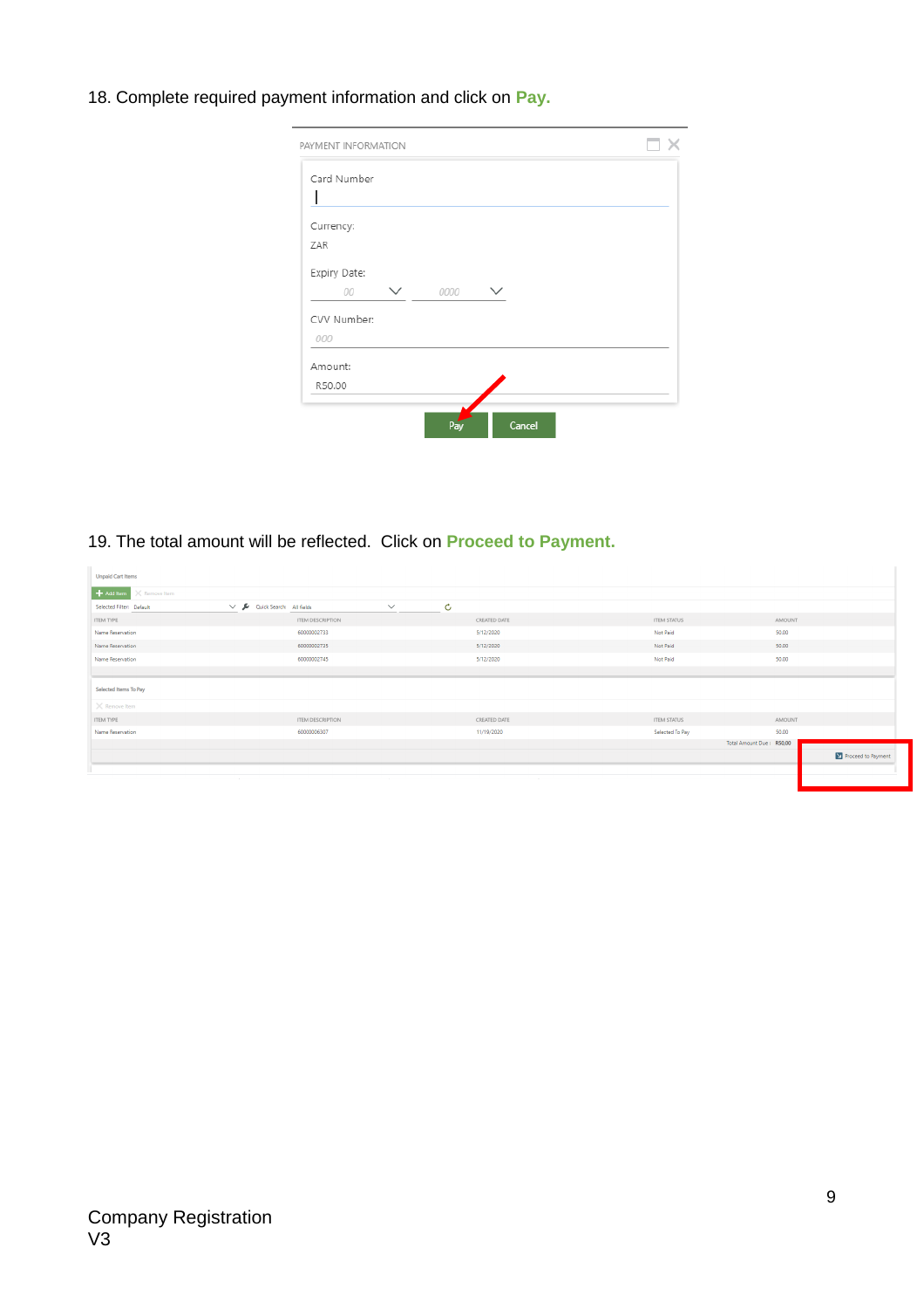18. Complete required payment information and click on **Pay.**

PAYMENT INFORMATION

Card Number

Currency:
ZAR

Expiry Date:
00 0000

CVV Number:
000

Amount:
R50.00

Pay Cancel

19. The total amount will be reflected. Click on **Proceed to Payment.**

Unpaid Cart Items

Add Item Remove Item

Selected Filter: Default Quick Search All fields

| ITEM TYPE | ITEM DESCRIPTION | CREATED DATE | ITEM STATUS | AMOUNT |
|---|---|---|---|---|
| Name Reservation | 60000002733 | 5/12/2020 | Not Paid | 50.00 |
| Name Reservation | 60000002735 | 5/12/2020 | Not Paid | 50.00 |
| Name Reservation | 60000002745 | 5/12/2020 | Not Paid | 50.00 |

Selected Items To Pay

Remove Item

| ITEM TYPE | ITEM DESCRIPTION | CREATED DATE | ITEM STATUS | AMOUNT |
|---|---|---|---|---|
| Name Reservation | 60000006307 | 11/19/2020 | Selected To Pay | 50.00 |

Total Amount Due : R50.00

Proceed to Payment

Company Registration
V3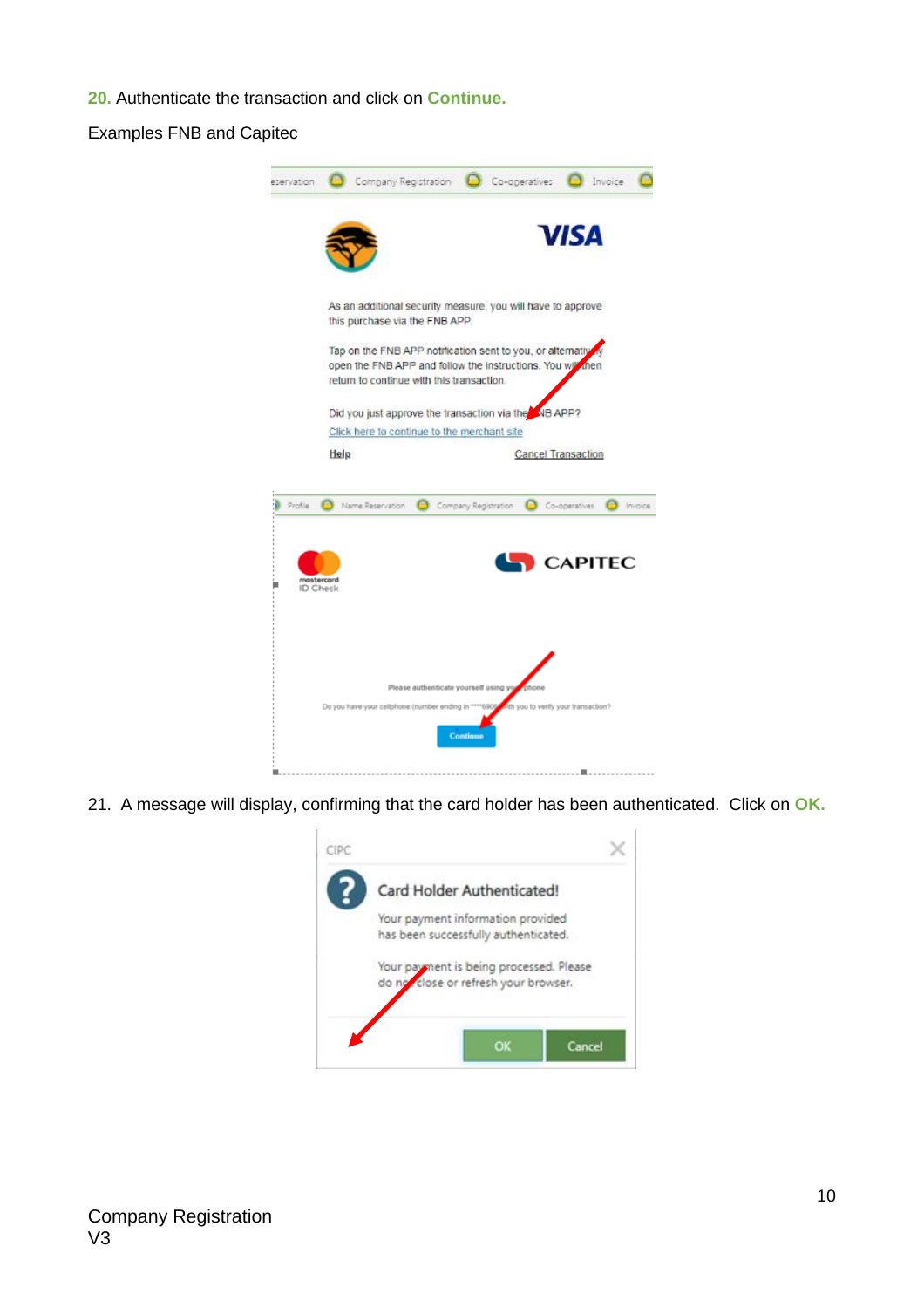**20.** Authenticate the transaction and click on **Continue.**

Examples FNB and Capitec

21. A message will display, confirming that the card holder has been authenticated. Click on **OK.**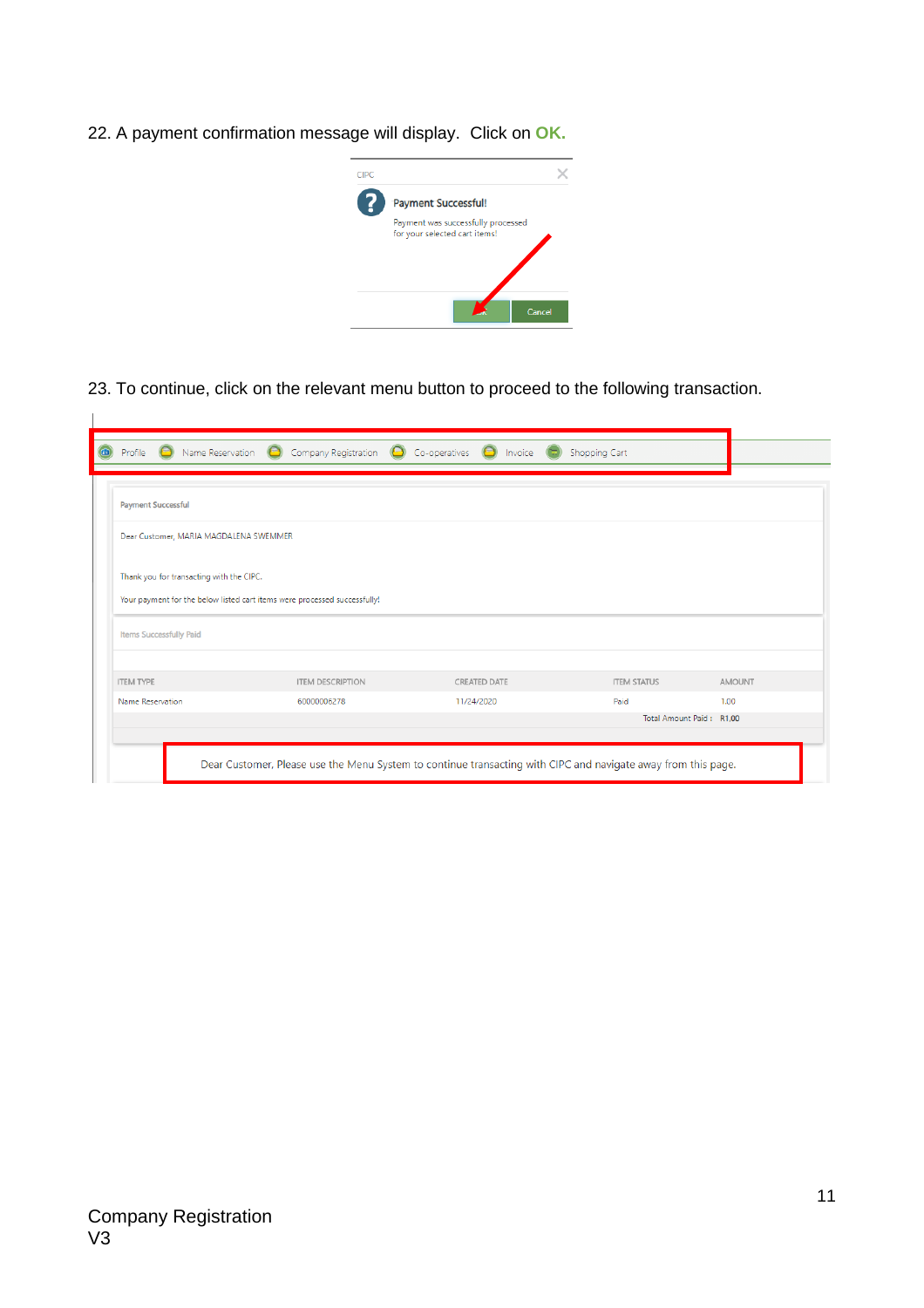22. A payment confirmation message will display. Click on **OK.**

CIPC

Payment Successful!

Payment was successfully processed for your selected cart items!

OK Cancel

23. To continue, click on the relevant menu button to proceed to the following transaction.

Profile Name Reservation Company Registration Co-operatives Invoice Shopping Cart

Payment Successful

Dear Customer, MARIA MAGDALENA SWEMMER

Thank you for transacting with the CIPC.

Your payment for the below listed cart items were processed successfully!

Items Successfully Paid

| ITEM TYPE | ITEM DESCRIPTION | CREATED DATE | ITEM STATUS | AMOUNT |
|---|---|---|---|---|
| Name Reservation | 60000006278 | 11/24/2020 | Paid | 1.00 |
| | | | Total Amount Paid : | R1.00 |

Dear Customer, Please use the Menu System to continue transacting with CIPC and navigate away from this page.